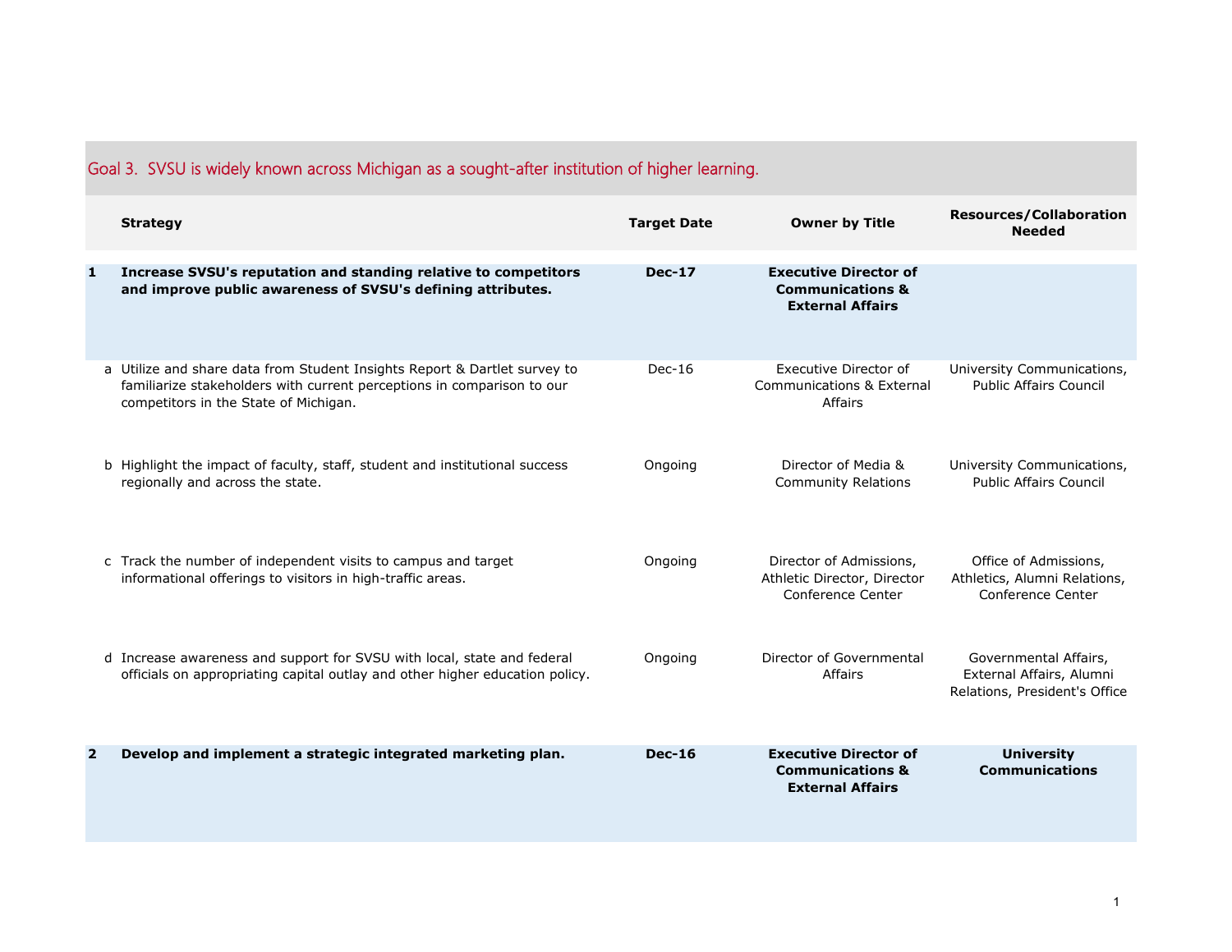## Goal 3. SVSU is widely known across Michigan as a sought-after institution of higher learning.

| | | Strategy | Target Date | Owner by Title | Resources/Collaboration Needed |
|---|---|---|---|---|---|
| **1** | | **Increase SVSU's reputation and standing relative to competitors and improve public awareness of SVSU's defining attributes.** | **Dec-17** | **Executive Director of Communications & External Affairs** | |
| | a | Utilize and share data from Student Insights Report & Dartlet survey to familiarize stakeholders with current perceptions in comparison to our competitors in the State of Michigan. | Dec-16 | Executive Director of Communications & External Affairs | University Communications, Public Affairs Council |
| | b | Highlight the impact of faculty, staff, student and institutional success regionally and across the state. | Ongoing | Director of Media & Community Relations | University Communications, Public Affairs Council |
| | c | Track the number of independent visits to campus and target informational offerings to visitors in high-traffic areas. | Ongoing | Director of Admissions, Athletic Director, Director Conference Center | Office of Admissions, Athletics, Alumni Relations, Conference Center |
| | d | Increase awareness and support for SVSU with local, state and federal officials on appropriating capital outlay and other higher education policy. | Ongoing | Director of Governmental Affairs | Governmental Affairs, External Affairs, Alumni Relations, President's Office |
| **2** | | **Develop and implement a strategic integrated marketing plan.** | **Dec-16** | **Executive Director of Communications & External Affairs** | **University Communications** |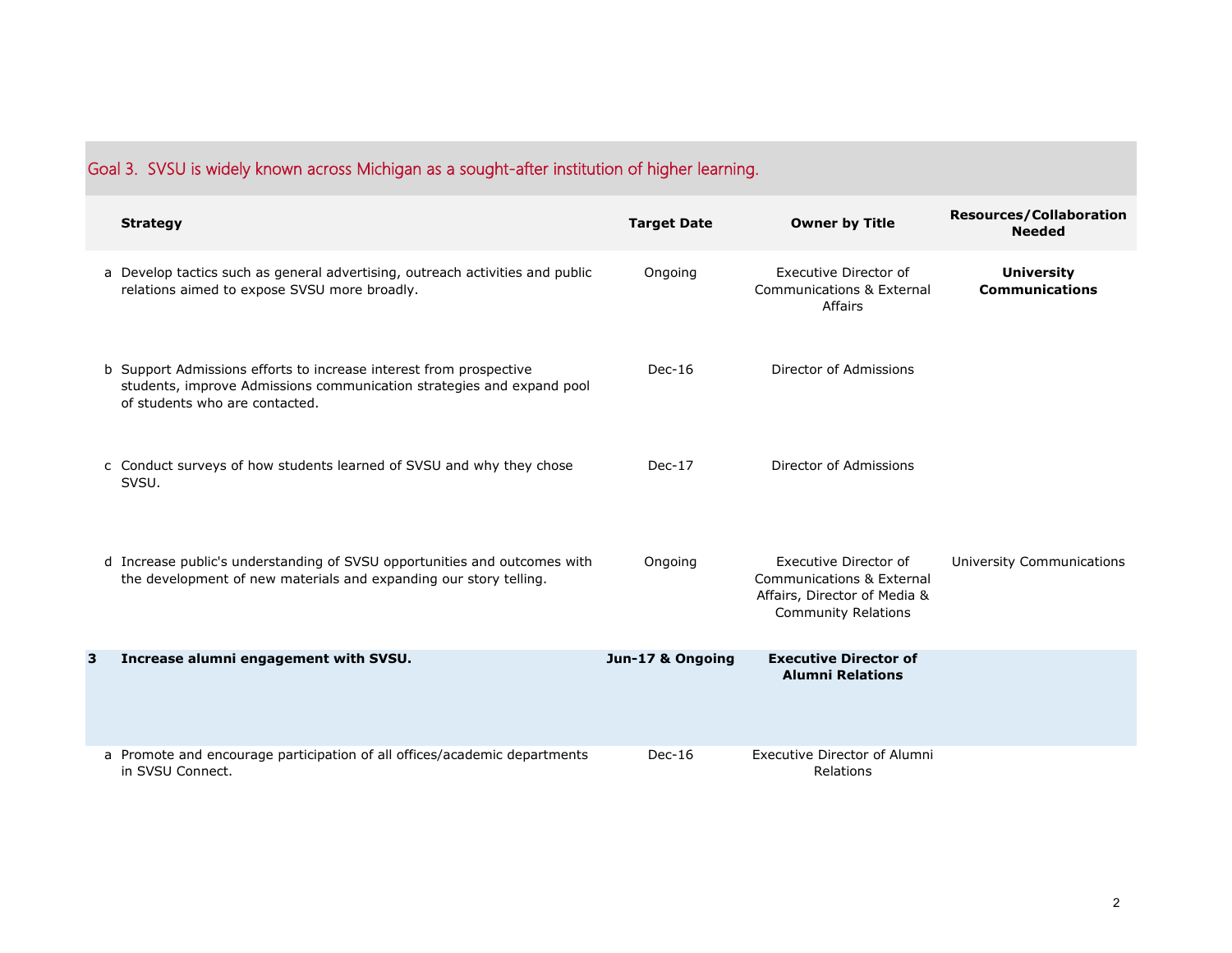## Goal 3. SVSU is widely known across Michigan as a sought-after institution of higher learning.

| | Strategy | Target Date | Owner by Title | Resources/Collaboration Needed |
|---|---|---|---|---|
| a | Develop tactics such as general advertising, outreach activities and public relations aimed to expose SVSU more broadly. | Ongoing | Executive Director of Communications & External Affairs | **University Communications** |
| b | Support Admissions efforts to increase interest from prospective students, improve Admissions communication strategies and expand pool of students who are contacted. | Dec-16 | Director of Admissions | |
| c | Conduct surveys of how students learned of SVSU and why they chose SVSU. | Dec-17 | Director of Admissions | |
| d | Increase public's understanding of SVSU opportunities and outcomes with the development of new materials and expanding our story telling. | Ongoing | Executive Director of Communications & External Affairs, Director of Media & Community Relations | University Communications |
| **3** | **Increase alumni engagement with SVSU.** | **Jun-17 & Ongoing** | **Executive Director of Alumni Relations** | |
| a | Promote and encourage participation of all offices/academic departments in SVSU Connect. | Dec-16 | Executive Director of Alumni Relations | |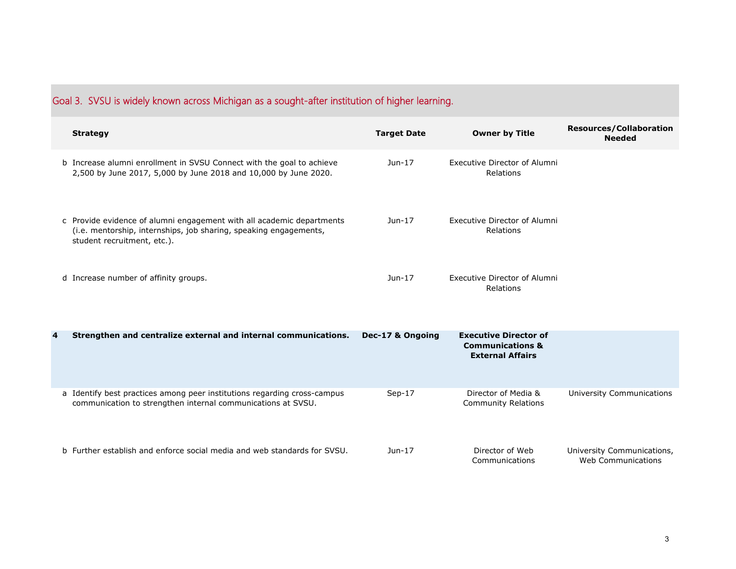## Goal 3. SVSU is widely known across Michigan as a sought-after institution of higher learning.

| | Strategy | Target Date | Owner by Title | Resources/Collaboration Needed |
|---|---|---|---|---|
| b | Increase alumni enrollment in SVSU Connect with the goal to achieve 2,500 by June 2017, 5,000 by June 2018 and 10,000 by June 2020. | Jun-17 | Executive Director of Alumni Relations | |
| c | Provide evidence of alumni engagement with all academic departments (i.e. mentorship, internships, job sharing, speaking engagements, student recruitment, etc.). | Jun-17 | Executive Director of Alumni Relations | |
| d | Increase number of affinity groups. | Jun-17 | Executive Director of Alumni Relations | |
| **4** | **Strengthen and centralize external and internal communications.** | **Dec-17 & Ongoing** | **Executive Director of Communications & External Affairs** | |
| a | Identify best practices among peer institutions regarding cross-campus communication to strengthen internal communications at SVSU. | Sep-17 | Director of Media & Community Relations | University Communications |
| b | Further establish and enforce social media and web standards for SVSU. | Jun-17 | Director of Web Communications | University Communications, Web Communications |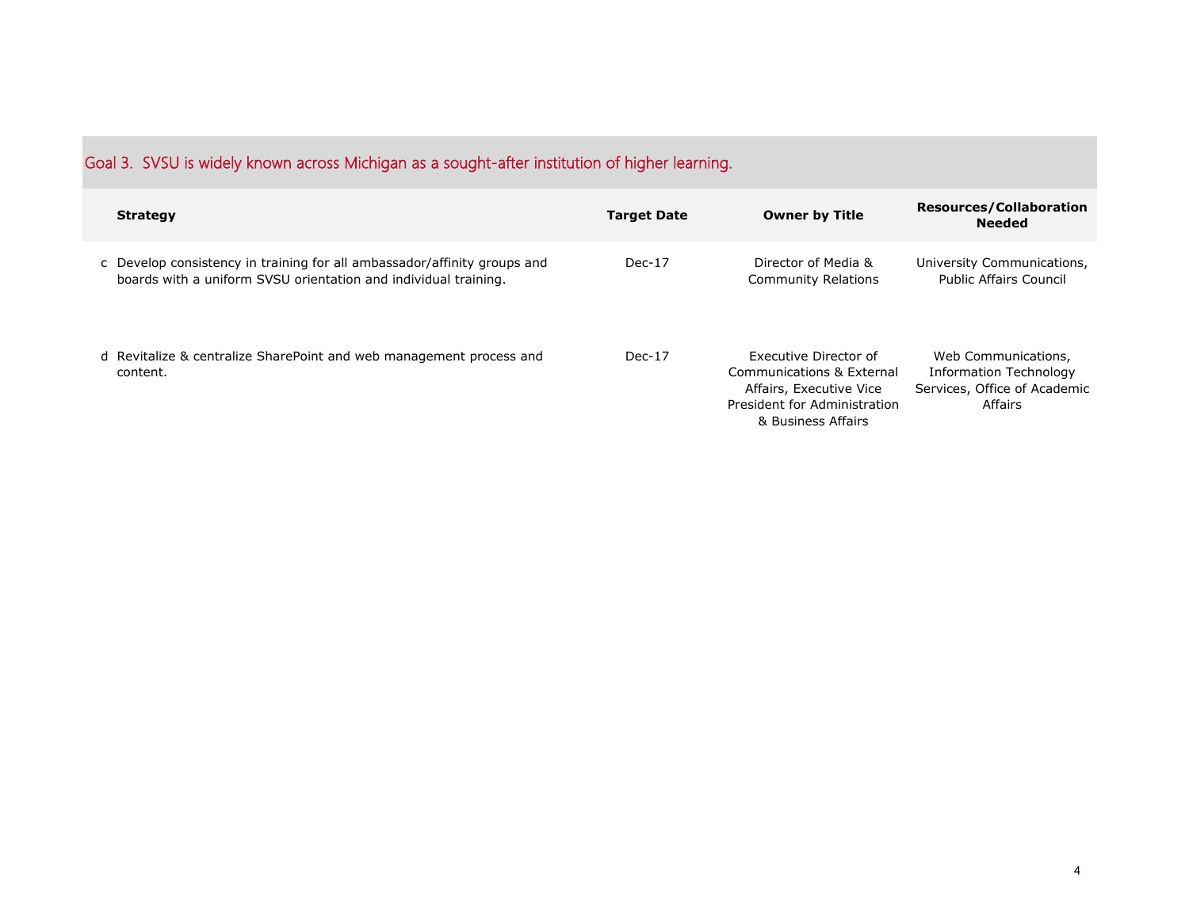## Goal 3. SVSU is widely known across Michigan as a sought-after institution of higher learning.

| | Strategy | Target Date | Owner by Title | Resources/Collaboration Needed |
|---|---|---|---|---|
| c | Develop consistency in training for all ambassador/affinity groups and boards with a uniform SVSU orientation and individual training. | Dec-17 | Director of Media & Community Relations | University Communications, Public Affairs Council |
| d | Revitalize & centralize SharePoint and web management process and content. | Dec-17 | Executive Director of Communications & External Affairs, Executive Vice President for Administration & Business Affairs | Web Communications, Information Technology Services, Office of Academic Affairs |